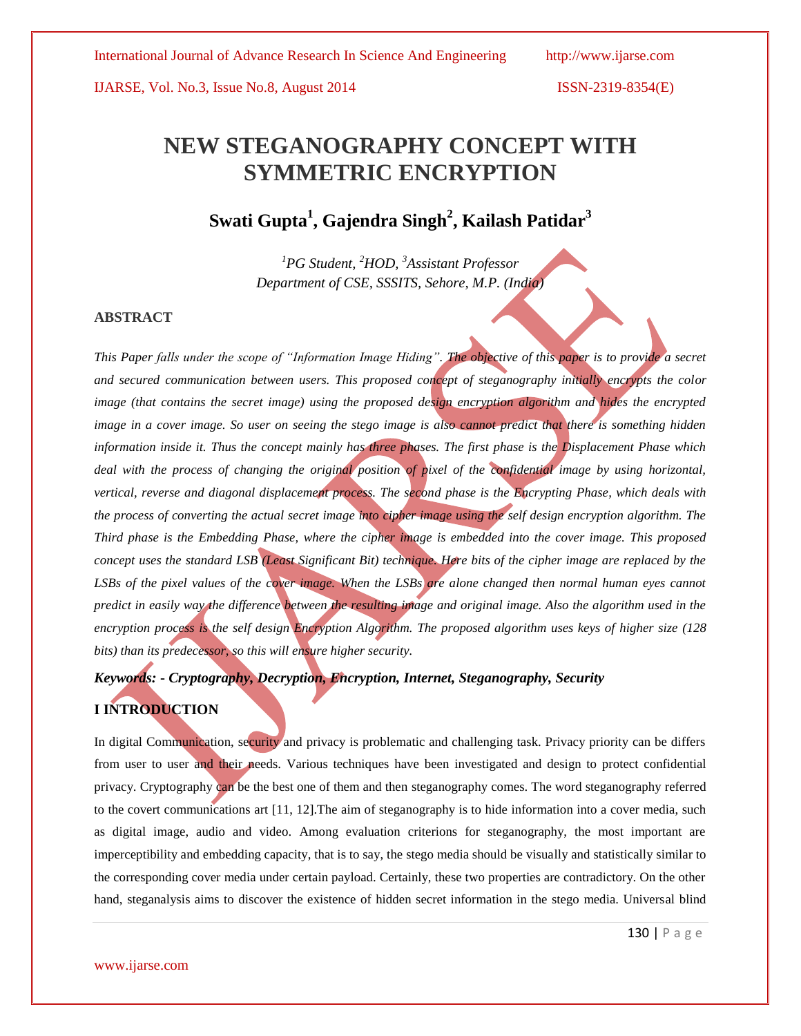# NEW STEGANOGRAPHY CONCEPT WITH SYMMETRIC ENCRYPTION

## Swati Gupta[1], Gajendra Singh[2], Kailash Patidar[3]

*[1]PG Student, [2]HOD, [3]Assistant Professor*
*Department of CSE, SSSITS, Sehore, M.P. (India)*

### ABSTRACT

*This Paper falls under the scope of "Information Image Hiding". The objective of this paper is to provide a secret and secured communication between users. This proposed concept of steganography initially encrypts the color image (that contains the secret image) using the proposed design encryption algorithm and hides the encrypted image in a cover image. So user on seeing the stego image is also cannot predict that there is something hidden information inside it. Thus the concept mainly has three phases. The first phase is the Displacement Phase which deal with the process of changing the original position of pixel of the confidential image by using horizontal, vertical, reverse and diagonal displacement process. The second phase is the Encrypting Phase, which deals with the process of converting the actual secret image into cipher image using the self design encryption algorithm. The Third phase is the Embedding Phase, where the cipher image is embedded into the cover image. This proposed concept uses the standard LSB (Least Significant Bit) technique. Here bits of the cipher image are replaced by the LSBs of the pixel values of the cover image. When the LSBs are alone changed then normal human eyes cannot predict in easily way the difference between the resulting image and original image. Also the algorithm used in the encryption process is the self design Encryption Algorithm. The proposed algorithm uses keys of higher size (128 bits) than its predecessor, so this will ensure higher security.*

***Keywords: - Cryptography, Decryption, Encryption, Internet, Steganography, Security***

### I INTRODUCTION

In digital Communication, security and privacy is problematic and challenging task. Privacy priority can be differs from user to user and their needs. Various techniques have been investigated and design to protect confidential privacy. Cryptography can be the best one of them and then steganography comes. The word steganography referred to the covert communications art [11, 12].The aim of steganography is to hide information into a cover media, such as digital image, audio and video. Among evaluation criterions for steganography, the most important are imperceptibility and embedding capacity, that is to say, the stego media should be visually and statistically similar to the corresponding cover media under certain payload. Certainly, these two properties are contradictory. On the other hand, steganalysis aims to discover the existence of hidden secret information in the stego media. Universal blind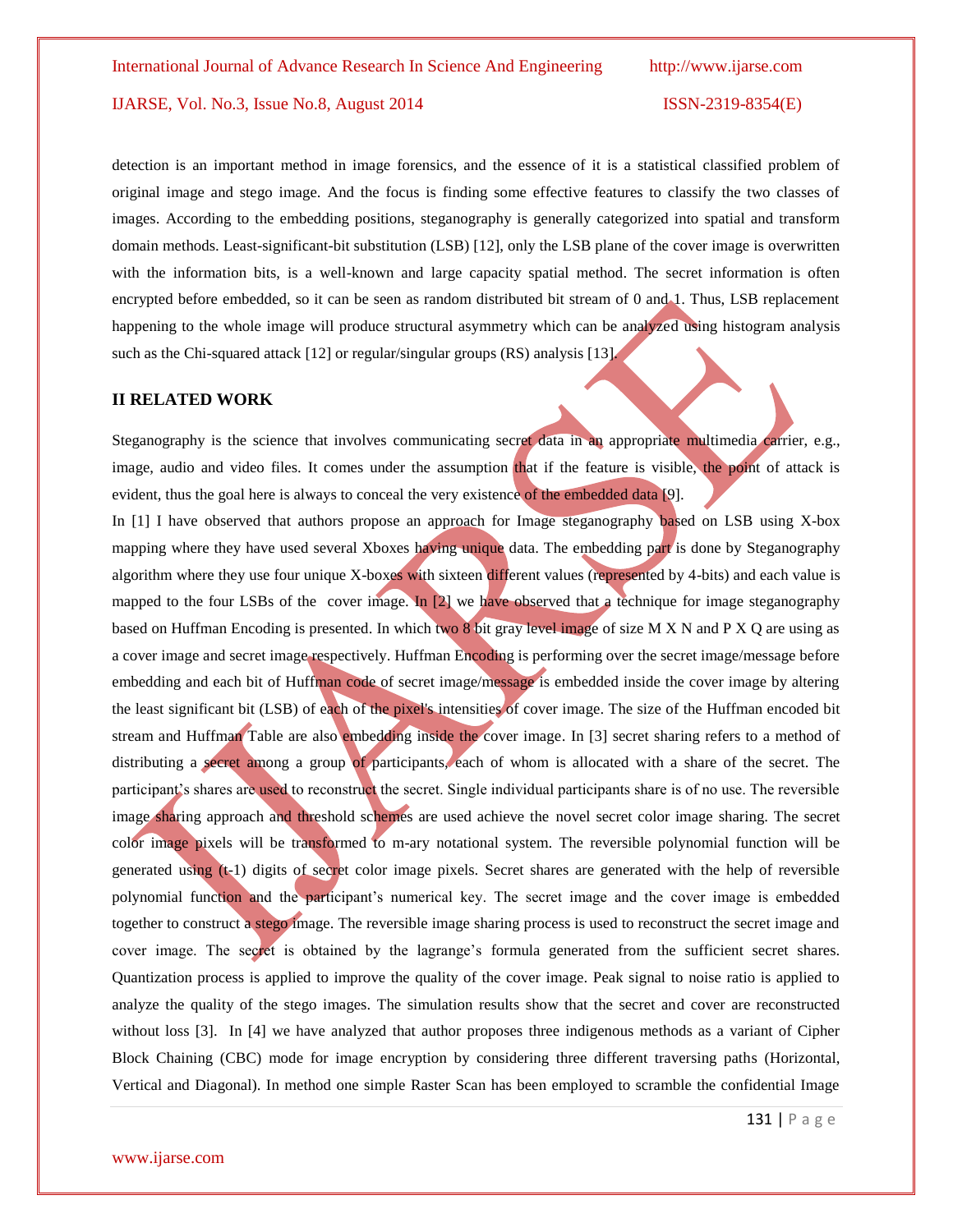detection is an important method in image forensics, and the essence of it is a statistical classified problem of original image and stego image. And the focus is finding some effective features to classify the two classes of images. According to the embedding positions, steganography is generally categorized into spatial and transform domain methods. Least-significant-bit substitution (LSB) [12], only the LSB plane of the cover image is overwritten with the information bits, is a well-known and large capacity spatial method. The secret information is often encrypted before embedded, so it can be seen as random distributed bit stream of 0 and 1. Thus, LSB replacement happening to the whole image will produce structural asymmetry which can be analyzed using histogram analysis such as the Chi-squared attack [12] or regular/singular groups (RS) analysis [13].

## II RELATED WORK

Steganography is the science that involves communicating secret data in an appropriate multimedia carrier, e.g., image, audio and video files. It comes under the assumption that if the feature is visible, the point of attack is evident, thus the goal here is always to conceal the very existence of the embedded data [9].

In [1] I have observed that authors propose an approach for Image steganography based on LSB using X-box mapping where they have used several Xboxes having unique data. The embedding part is done by Steganography algorithm where they use four unique X-boxes with sixteen different values (represented by 4-bits) and each value is mapped to the four LSBs of the cover image. In [2] we have observed that a technique for image steganography based on Huffman Encoding is presented. In which two 8 bit gray level image of size M X N and P X Q are using as a cover image and secret image respectively. Huffman Encoding is performing over the secret image/message before embedding and each bit of Huffman code of secret image/message is embedded inside the cover image by altering the least significant bit (LSB) of each of the pixel's intensities of cover image. The size of the Huffman encoded bit stream and Huffman Table are also embedding inside the cover image. In [3] secret sharing refers to a method of distributing a secret among a group of participants, each of whom is allocated with a share of the secret. The participant's shares are used to reconstruct the secret. Single individual participants share is of no use. The reversible image sharing approach and threshold schemes are used achieve the novel secret color image sharing. The secret color image pixels will be transformed to m-ary notational system. The reversible polynomial function will be generated using (t-1) digits of secret color image pixels. Secret shares are generated with the help of reversible polynomial function and the participant's numerical key. The secret image and the cover image is embedded together to construct a stego image. The reversible image sharing process is used to reconstruct the secret image and cover image. The secret is obtained by the lagrange's formula generated from the sufficient secret shares. Quantization process is applied to improve the quality of the cover image. Peak signal to noise ratio is applied to analyze the quality of the stego images. The simulation results show that the secret and cover are reconstructed without loss [3]. In [4] we have analyzed that author proposes three indigenous methods as a variant of Cipher Block Chaining (CBC) mode for image encryption by considering three different traversing paths (Horizontal, Vertical and Diagonal). In method one simple Raster Scan has been employed to scramble the confidential Image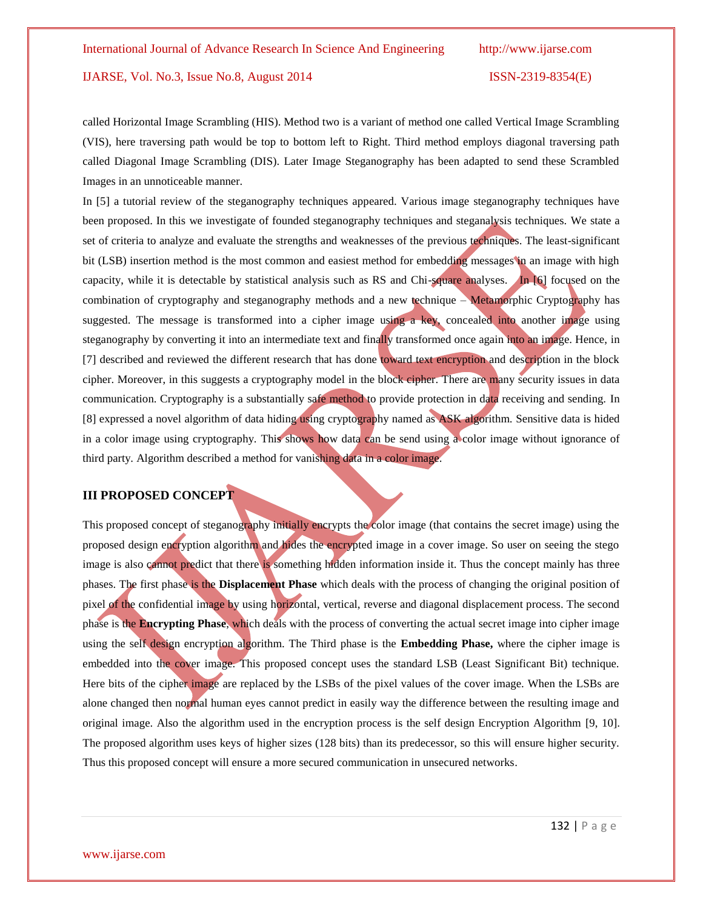called Horizontal Image Scrambling (HIS). Method two is a variant of method one called Vertical Image Scrambling (VIS), here traversing path would be top to bottom left to Right. Third method employs diagonal traversing path called Diagonal Image Scrambling (DIS). Later Image Steganography has been adapted to send these Scrambled Images in an unnoticeable manner.

In [5] a tutorial review of the steganography techniques appeared. Various image steganography techniques have been proposed. In this we investigate of founded steganography techniques and steganalysis techniques. We state a set of criteria to analyze and evaluate the strengths and weaknesses of the previous techniques. The least-significant bit (LSB) insertion method is the most common and easiest method for embedding messages in an image with high capacity, while it is detectable by statistical analysis such as RS and Chi-square analyses. In [6] focused on the combination of cryptography and steganography methods and a new technique – Metamorphic Cryptography has suggested. The message is transformed into a cipher image using a key, concealed into another image using steganography by converting it into an intermediate text and finally transformed once again into an image. Hence, in [7] described and reviewed the different research that has done toward text encryption and description in the block cipher. Moreover, in this suggests a cryptography model in the block cipher. There are many security issues in data communication. Cryptography is a substantially safe method to provide protection in data receiving and sending. In [8] expressed a novel algorithm of data hiding using cryptography named as ASK algorithm. Sensitive data is hided in a color image using cryptography. This shows how data can be send using a color image without ignorance of third party. Algorithm described a method for vanishing data in a color image.

## III PROPOSED CONCEPT

This proposed concept of steganography initially encrypts the color image (that contains the secret image) using the proposed design encryption algorithm and hides the encrypted image in a cover image. So user on seeing the stego image is also cannot predict that there is something hidden information inside it. Thus the concept mainly has three phases. The first phase is the **Displacement Phase** which deals with the process of changing the original position of pixel of the confidential image by using horizontal, vertical, reverse and diagonal displacement process. The second phase is the **Encrypting Phase**, which deals with the process of converting the actual secret image into cipher image using the self design encryption algorithm. The Third phase is the **Embedding Phase,** where the cipher image is embedded into the cover image. This proposed concept uses the standard LSB (Least Significant Bit) technique. Here bits of the cipher image are replaced by the LSBs of the pixel values of the cover image. When the LSBs are alone changed then normal human eyes cannot predict in easily way the difference between the resulting image and original image. Also the algorithm used in the encryption process is the self design Encryption Algorithm [9, 10]. The proposed algorithm uses keys of higher sizes (128 bits) than its predecessor, so this will ensure higher security. Thus this proposed concept will ensure a more secured communication in unsecured networks.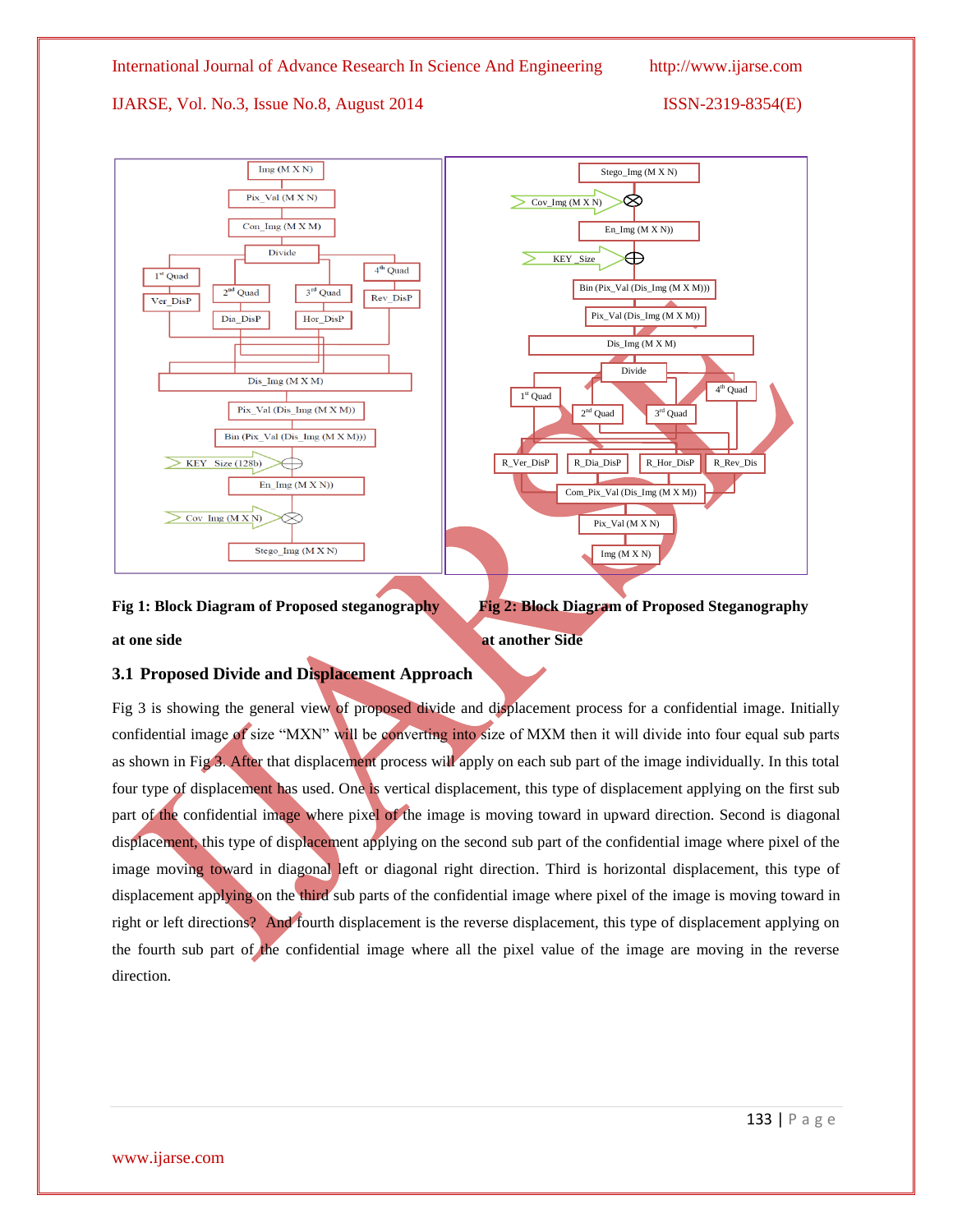Fig 1: Block Diagram of Proposed steganography at one side

Fig 2: Block Diagram of Proposed Steganography at another Side

### 3.1 Proposed Divide and Displacement Approach

Fig 3 is showing the general view of proposed divide and displacement process for a confidential image. Initially confidential image of size "MXN" will be converting into size of MXM then it will divide into four equal sub parts as shown in Fig 3. After that displacement process will apply on each sub part of the image individually. In this total four type of displacement has used. One is vertical displacement, this type of displacement applying on the first sub part of the confidential image where pixel of the image is moving toward in upward direction. Second is diagonal displacement, this type of displacement applying on the second sub part of the confidential image where pixel of the image moving toward in diagonal left or diagonal right direction. Third is horizontal displacement, this type of displacement applying on the third sub parts of the confidential image where pixel of the image is moving toward in right or left directions? And fourth displacement is the reverse displacement, this type of displacement applying on the fourth sub part of the confidential image where all the pixel value of the image are moving in the reverse direction.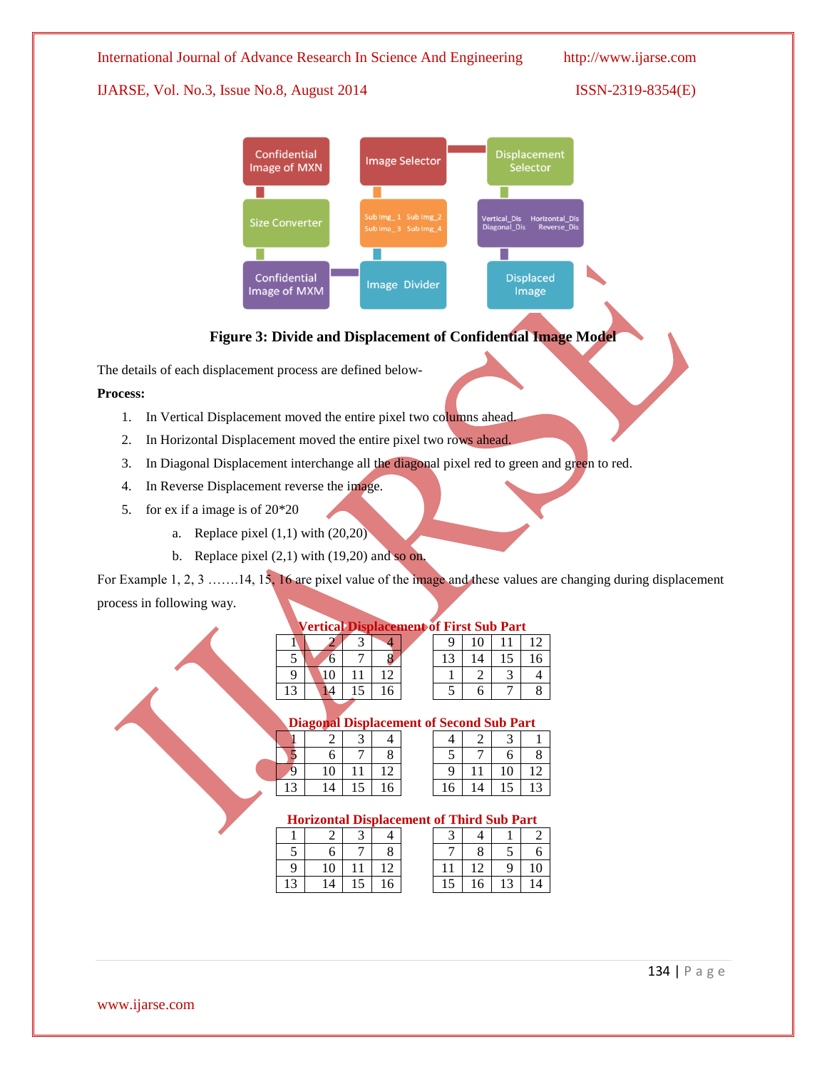Figure 3: Divide and Displacement of Confidential Image Model

The details of each displacement process are defined below-

**Process:**

1. In Vertical Displacement moved the entire pixel two columns ahead.
2. In Horizontal Displacement moved the entire pixel two rows ahead.
3. In Diagonal Displacement interchange all the diagonal pixel red to green and green to red.
4. In Reverse Displacement reverse the image.
5. for ex if a image is of 20*20
   a. Replace pixel (1,1) with (20,20)
   b. Replace pixel (2,1) with (19,20) and so on.

For Example 1, 2, 3 …….14, 15, 16 are pixel value of the image and these values are changing during displacement process in following way.

**Vertical Displacement of First Sub Part**

| 1 | 2 | 3 | 4 |
|---|---|---|---|
| 5 | 6 | 7 | 8 |
| 9 | 10 | 11 | 12 |
| 13 | 14 | 15 | 16 |

| 9 | 10 | 11 | 12 |
|---|---|---|---|
| 13 | 14 | 15 | 16 |
| 1 | 2 | 3 | 4 |
| 5 | 6 | 7 | 8 |

**Diagonal Displacement of Second Sub Part**

| 1 | 2 | 3 | 4 |
|---|---|---|---|
| 5 | 6 | 7 | 8 |
| 9 | 10 | 11 | 12 |
| 13 | 14 | 15 | 16 |

| 4 | 2 | 3 | 1 |
|---|---|---|---|
| 5 | 7 | 6 | 8 |
| 9 | 11 | 10 | 12 |
| 16 | 14 | 15 | 13 |

**Horizontal Displacement of Third Sub Part**

| 1 | 2 | 3 | 4 |
|---|---|---|---|
| 5 | 6 | 7 | 8 |
| 9 | 10 | 11 | 12 |
| 13 | 14 | 15 | 16 |

| 3 | 4 | 1 | 2 |
|---|---|---|---|
| 7 | 8 | 5 | 6 |
| 11 | 12 | 9 | 10 |
| 15 | 16 | 13 | 14 |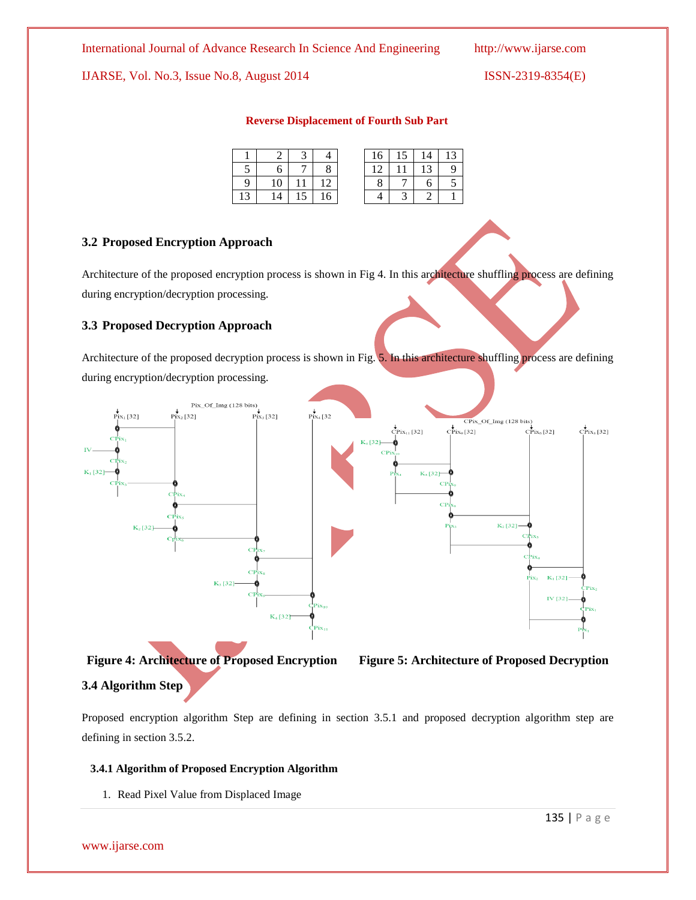**Reverse Displacement of Fourth Sub Part**

| 1 | 2 | 3 | 4 |
|---|---|---|---|
| 5 | 6 | 7 | 8 |
| 9 | 10 | 11 | 12 |
| 13 | 14 | 15 | 16 |

| 16 | 15 | 14 | 13 |
|---|---|---|---|
| 12 | 11 | 13 | 9 |
| 8 | 7 | 6 | 5 |
| 4 | 3 | 2 | 1 |

### 3.2 Proposed Encryption Approach

Architecture of the proposed encryption process is shown in Fig 4. In this architecture shuffling process are defining during encryption/decryption processing.

### 3.3 Proposed Decryption Approach

Architecture of the proposed decryption process is shown in Fig. 5. In this architecture shuffling process are defining during encryption/decryption processing.

**Figure 4: Architecture of Proposed Encryption** **Figure 5: Architecture of Proposed Decryption**

### 3.4 Algorithm Step

Proposed encryption algorithm Step are defining in section 3.5.1 and proposed decryption algorithm step are defining in section 3.5.2.

#### 3.4.1 Algorithm of Proposed Encryption Algorithm

1. Read Pixel Value from Displaced Image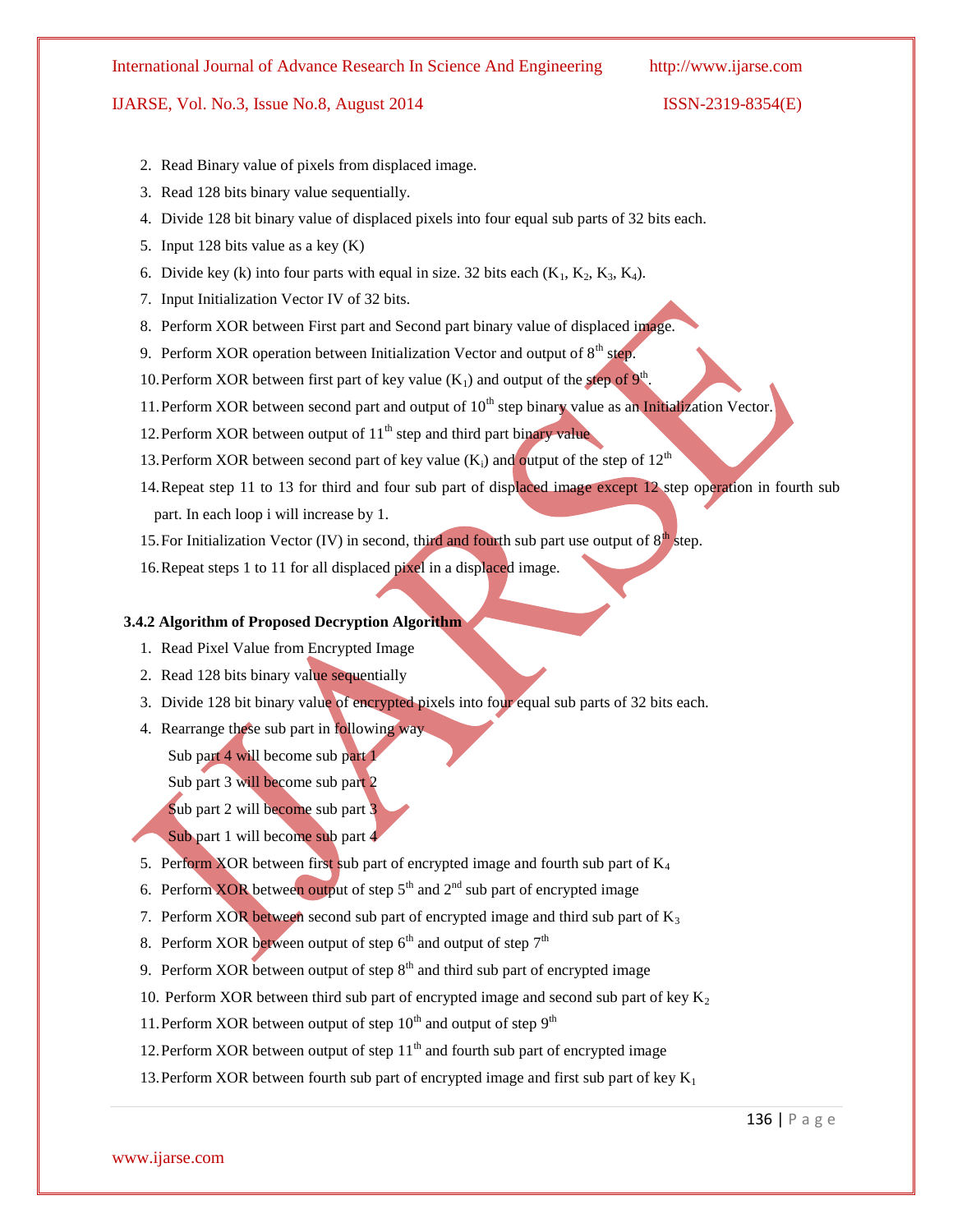2. Read Binary value of pixels from displaced image.
3. Read 128 bits binary value sequentially.
4. Divide 128 bit binary value of displaced pixels into four equal sub parts of 32 bits each.
5. Input 128 bits value as a key (K)
6. Divide key (k) into four parts with equal in size. 32 bits each ($K_1$, $K_2$, $K_3$, $K_4$).
7. Input Initialization Vector IV of 32 bits.
8. Perform XOR between First part and Second part binary value of displaced image.
9. Perform XOR operation between Initialization Vector and output of $8^{th}$ step.
10. Perform XOR between first part of key value ($K_1$) and output of the step of $9^{th}$.
11. Perform XOR between second part and output of $10^{th}$ step binary value as an Initialization Vector.
12. Perform XOR between output of $11^{th}$ step and third part binary value
13. Perform XOR between second part of key value ($K_i$) and output of the step of $12^{th}$
14. Repeat step 11 to 13 for third and four sub part of displaced image except 12 step operation in fourth sub part. In each loop i will increase by 1.
15. For Initialization Vector (IV) in second, third and fourth sub part use output of $8^{th}$ step.
16. Repeat steps 1 to 11 for all displaced pixel in a displaced image.

### 3.4.2 Algorithm of Proposed Decryption Algorithm

1. Read Pixel Value from Encrypted Image
2. Read 128 bits binary value sequentially
3. Divide 128 bit binary value of encrypted pixels into four equal sub parts of 32 bits each.
4. Rearrange these sub part in following way

   Sub part 4 will become sub part 1

   Sub part 3 will become sub part 2

   Sub part 2 will become sub part 3

   Sub part 1 will become sub part 4
5. Perform XOR between first sub part of encrypted image and fourth sub part of $K_4$
6. Perform XOR between output of step $5^{th}$ and $2^{nd}$ sub part of encrypted image
7. Perform XOR between second sub part of encrypted image and third sub part of $K_3$
8. Perform XOR between output of step $6^{th}$ and output of step $7^{th}$
9. Perform XOR between output of step $8^{th}$ and third sub part of encrypted image
10. Perform XOR between third sub part of encrypted image and second sub part of key $K_2$
11. Perform XOR between output of step $10^{th}$ and output of step $9^{th}$
12. Perform XOR between output of step $11^{th}$ and fourth sub part of encrypted image
13. Perform XOR between fourth sub part of encrypted image and first sub part of key $K_1$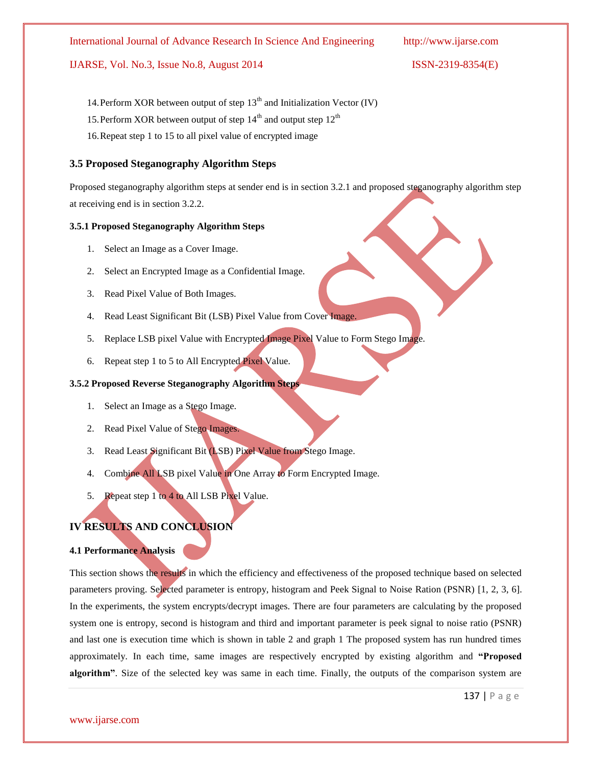14. Perform XOR between output of step 13th and Initialization Vector (IV)
15. Perform XOR between output of step 14th and output step 12th
16. Repeat step 1 to 15 to all pixel value of encrypted image

### 3.5 Proposed Steganography Algorithm Steps

Proposed steganography algorithm steps at sender end is in section 3.2.1 and proposed steganography algorithm step at receiving end is in section 3.2.2.

#### 3.5.1 Proposed Steganography Algorithm Steps

1. Select an Image as a Cover Image.
2. Select an Encrypted Image as a Confidential Image.
3. Read Pixel Value of Both Images.
4. Read Least Significant Bit (LSB) Pixel Value from Cover Image.
5. Replace LSB pixel Value with Encrypted Image Pixel Value to Form Stego Image.
6. Repeat step 1 to 5 to All Encrypted Pixel Value.

#### 3.5.2 Proposed Reverse Steganography Algorithm Steps

1. Select an Image as a Stego Image.
2. Read Pixel Value of Stego Images.
3. Read Least Significant Bit (LSB) Pixel Value from Stego Image.
4. Combine All LSB pixel Value in One Array to Form Encrypted Image.
5. Repeat step 1 to 4 to All LSB Pixel Value.

## IV RESULTS AND CONCLUSION

#### 4.1 Performance Analysis

This section shows the results in which the efficiency and effectiveness of the proposed technique based on selected parameters proving. Selected parameter is entropy, histogram and Peek Signal to Noise Ration (PSNR) [1, 2, 3, 6]. In the experiments, the system encrypts/decrypt images. There are four parameters are calculating by the proposed system one is entropy, second is histogram and third and important parameter is peek signal to noise ratio (PSNR) and last one is execution time which is shown in table 2 and graph 1 The proposed system has run hundred times approximately. In each time, same images are respectively encrypted by existing algorithm and **"Proposed algorithm"**. Size of the selected key was same in each time. Finally, the outputs of the comparison system are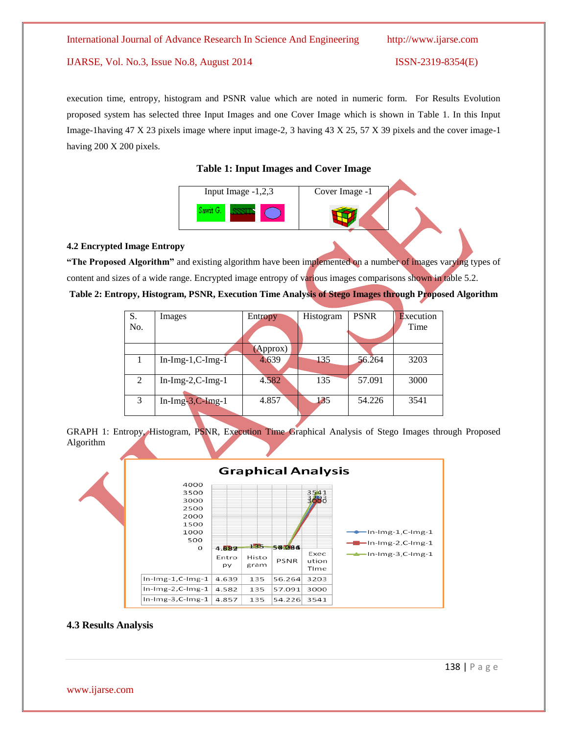execution time, entropy, histogram and PSNR value which are noted in numeric form. For Results Evolution proposed system has selected three Input Images and one Cover Image which is shown in Table 1. In this Input Image-1having 47 X 23 pixels image where input image-2, 3 having 43 X 25, 57 X 39 pixels and the cover image-1 having 200 X 200 pixels.

**Table 1: Input Images and Cover Image**

| Input Image -1,2,3 | Cover Image -1 |
|---|---|
| | |

### 4.2 Encrypted Image Entropy

**"The Proposed Algorithm"** and existing algorithm have been implemented on a number of images varying types of content and sizes of a wide range. Encrypted image entropy of various images comparisons shown in table 5.2.

**Table 2: Entropy, Histogram, PSNR, Execution Time Analysis of Stego Images through Proposed Algorithm**

| S. No. | Images | Entropy (Approx) | Histogram | PSNR | Execution Time |
|---|---|---|---|---|---|
| 1 | In-Img-1,C-Img-1 | 4.639 | 135 | 56.264 | 3203 |
| 2 | In-Img-2,C-Img-1 | 4.582 | 135 | 57.091 | 3000 |
| 3 | In-Img-3,C-Img-1 | 4.857 | 135 | 54.226 | 3541 |

GRAPH 1: Entropy, Histogram, PSNR, Execution Time Graphical Analysis of Stego Images through Proposed Algorithm

**Graphical Analysis**

| | Entropy | Histogram | PSNR | Execution TIme |
|---|---|---|---|---|
| In-Img-1,C-Img-1 | 4.639 | 135 | 56.264 | 3203 |
| In-Img-2,C-Img-1 | 4.582 | 135 | 57.091 | 3000 |
| In-Img-3,C-Img-1 | 4.857 | 135 | 54.226 | 3541 |

### 4.3 Results Analysis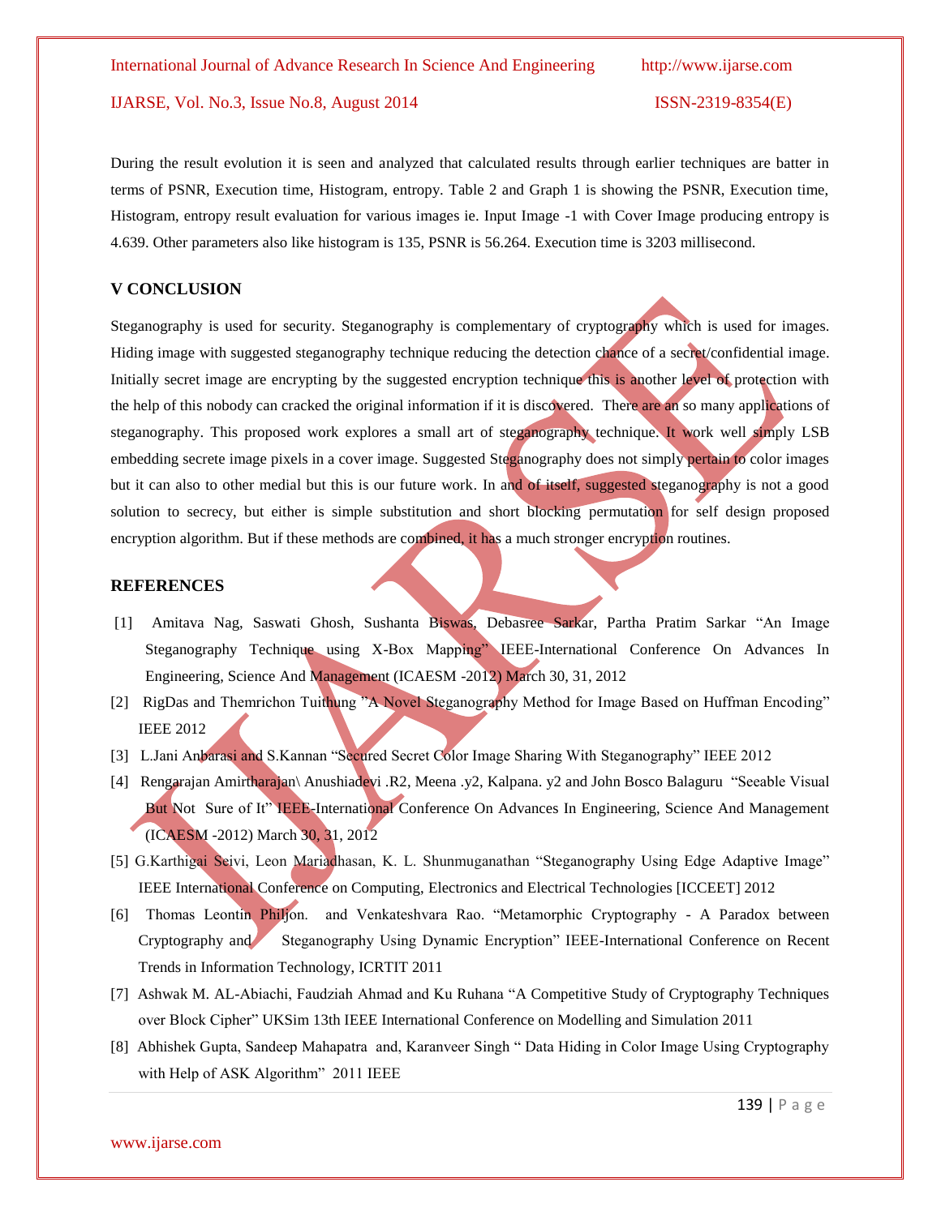During the result evolution it is seen and analyzed that calculated results through earlier techniques are batter in terms of PSNR, Execution time, Histogram, entropy. Table 2 and Graph 1 is showing the PSNR, Execution time, Histogram, entropy result evaluation for various images ie. Input Image -1 with Cover Image producing entropy is 4.639. Other parameters also like histogram is 135, PSNR is 56.264. Execution time is 3203 millisecond.

## V CONCLUSION

Steganography is used for security. Steganography is complementary of cryptography which is used for images. Hiding image with suggested steganography technique reducing the detection chance of a secret/confidential image. Initially secret image are encrypting by the suggested encryption technique this is another level of protection with the help of this nobody can cracked the original information if it is discovered. There are an so many applications of steganography. This proposed work explores a small art of steganography technique. It work well simply LSB embedding secrete image pixels in a cover image. Suggested Steganography does not simply pertain to color images but it can also to other medial but this is our future work. In and of itself, suggested steganography is not a good solution to secrecy, but either is simple substitution and short blocking permutation for self design proposed encryption algorithm. But if these methods are combined, it has a much stronger encryption routines.

## REFERENCES

[1] Amitava Nag, Saswati Ghosh, Sushanta Biswas, Debasree Sarkar, Partha Pratim Sarkar "An Image Steganography Technique using X-Box Mapping" IEEE-International Conference On Advances In Engineering, Science And Management (ICAESM -2012) March 30, 31, 2012

[2] RigDas and Themrichon Tuithung "A Novel Steganography Method for Image Based on Huffman Encoding" IEEE 2012

[3] L.Jani Anbarasi and S.Kannan "Secured Secret Color Image Sharing With Steganography" IEEE 2012

[4] Rengarajan Amirtharajan\ Anushiadevi .R2, Meena .y2, Kalpana. y2 and John Bosco Balaguru "Seeable Visual But Not Sure of It" IEEE-International Conference On Advances In Engineering, Science And Management (ICAESM -2012) March 30, 31, 2012

[5] G.Karthigai Seivi, Leon Mariadhasan, K. L. Shunmuganathan "Steganography Using Edge Adaptive Image" IEEE International Conference on Computing, Electronics and Electrical Technologies [ICCEET] 2012

[6] Thomas Leontin Philjon. and Venkateshvara Rao. "Metamorphic Cryptography - A Paradox between Cryptography and Steganography Using Dynamic Encryption" IEEE-International Conference on Recent Trends in Information Technology, ICRTIT 2011

[7] Ashwak M. AL-Abiachi, Faudziah Ahmad and Ku Ruhana "A Competitive Study of Cryptography Techniques over Block Cipher" UKSim 13th IEEE International Conference on Modelling and Simulation 2011

[8] Abhishek Gupta, Sandeep Mahapatra and, Karanveer Singh " Data Hiding in Color Image Using Cryptography with Help of ASK Algorithm" 2011 IEEE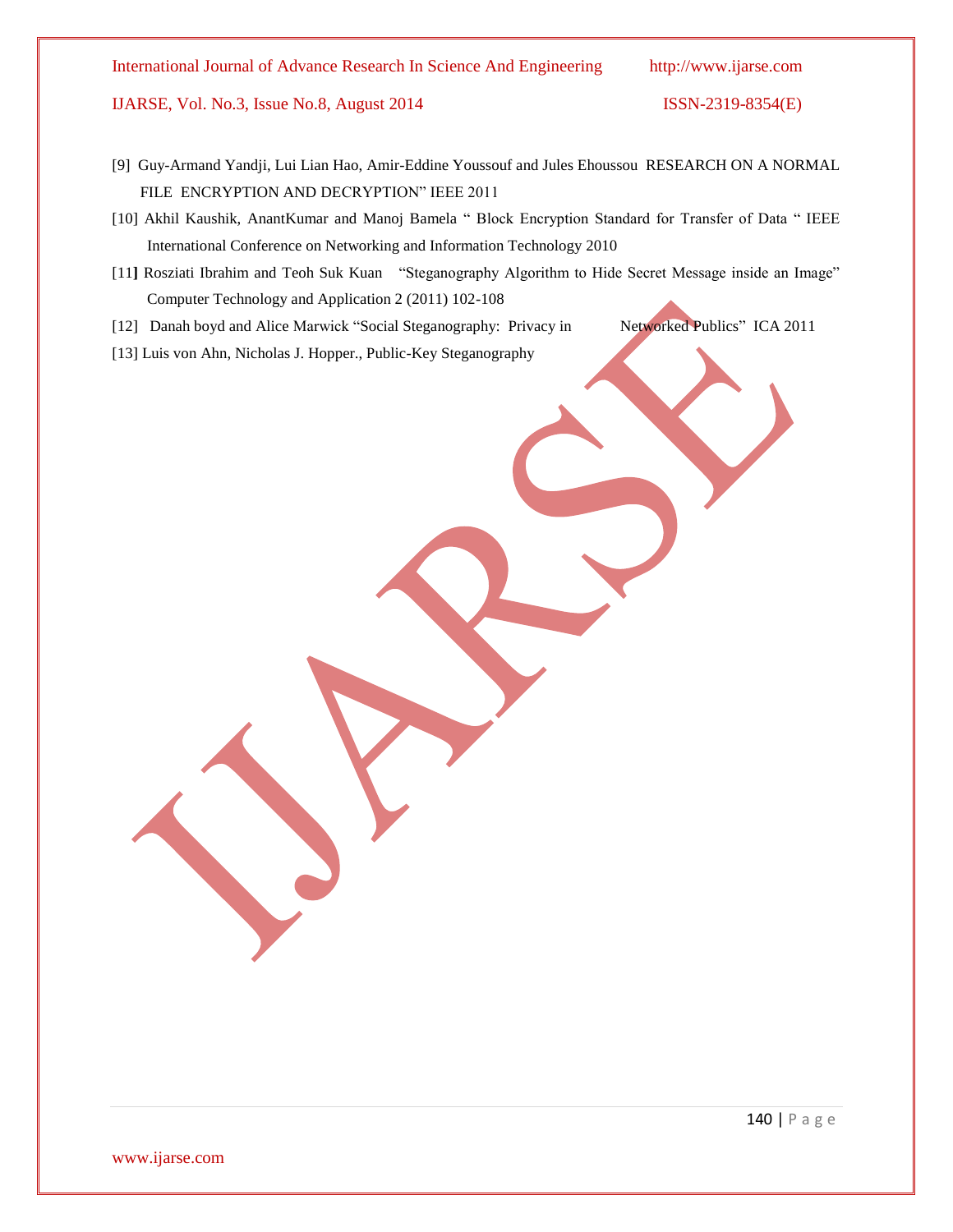[9] Guy-Armand Yandji, Lui Lian Hao, Amir-Eddine Youssouf and Jules Ehoussou RESEARCH ON A NORMAL FILE ENCRYPTION AND DECRYPTION" IEEE 2011

[10] Akhil Kaushik, AnantKumar and Manoj Bamela " Block Encryption Standard for Transfer of Data " IEEE International Conference on Networking and Information Technology 2010

[11] Rosziati Ibrahim and Teoh Suk Kuan "Steganography Algorithm to Hide Secret Message inside an Image" Computer Technology and Application 2 (2011) 102-108

[12] Danah boyd and Alice Marwick "Social Steganography: Privacy in Networked Publics" ICA 2011

[13] Luis von Ahn, Nicholas J. Hopper., Public-Key Steganography